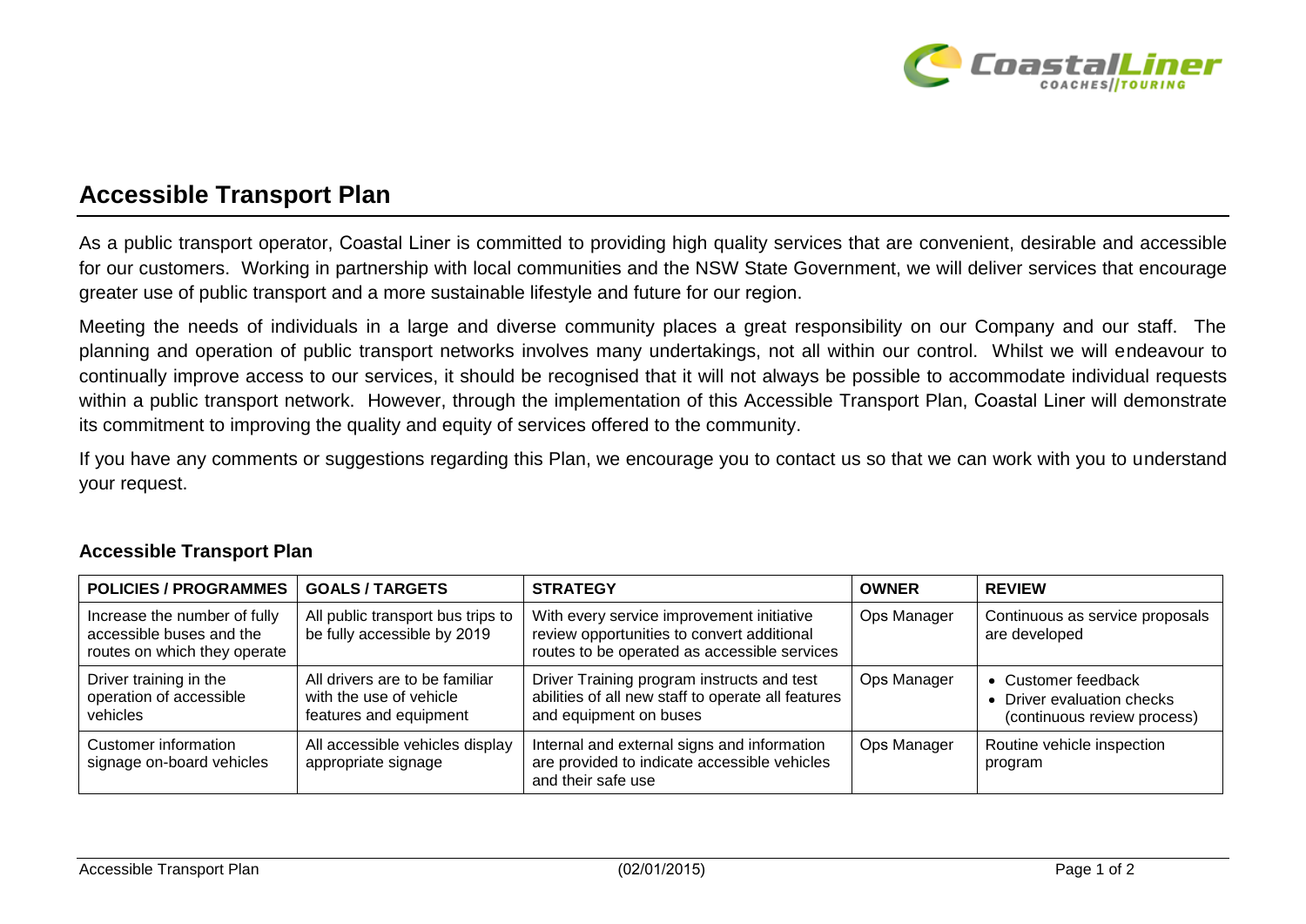# Accessible Transport Plan

As a public transport operator, Coastal Liner is committed to providing high quality services that are convenient, desirable and accessible for our customers. Working in partnership with local communities and the NSW State Government, we will deliver services that encourage greater use of public transport and a more sustainable lifestyle and future for our region.

Meeting the needs of individuals in a large and diverse community places a great responsibility on our Company and our staff. The planning and operation of public transport networks involves many undertakings, not all within our control. Whilst we will endeavour to continually improve access to our services, it should be recognised that it will not always be possible to accommodate individual requests within a public transport network. However, through the implementation of this Accessible Transport Plan, Coastal Liner will demonstrate its commitment to improving the quality and equity of services offered to the community.

If you have any comments or suggestions regarding this Plan, we encourage you to contact us so that we can work with you to understand your request.

### Accessible Transport Plan

| POLICIES / PROGRAMMES | GOALS / TARGETS | STRATEGY | OWNER | REVIEW |
|---|---|---|---|---|
| Increase the number of fully accessible buses and the routes on which they operate | All public transport bus trips to be fully accessible by 2019 | With every service improvement initiative review opportunities to convert additional routes to be operated as accessible services | Ops Manager | Continuous as service proposals are developed |
| Driver training in the operation of accessible vehicles | All drivers are to be familiar with the use of vehicle features and equipment | Driver Training program instructs and test abilities of all new staff to operate all features and equipment on buses | Ops Manager | • Customer feedback<br>• Driver evaluation checks (continuous review process) |
| Customer information signage on-board vehicles | All accessible vehicles display appropriate signage | Internal and external signs and information are provided to indicate accessible vehicles and their safe use | Ops Manager | Routine vehicle inspection program |

Accessible Transport Plan (02/01/2015)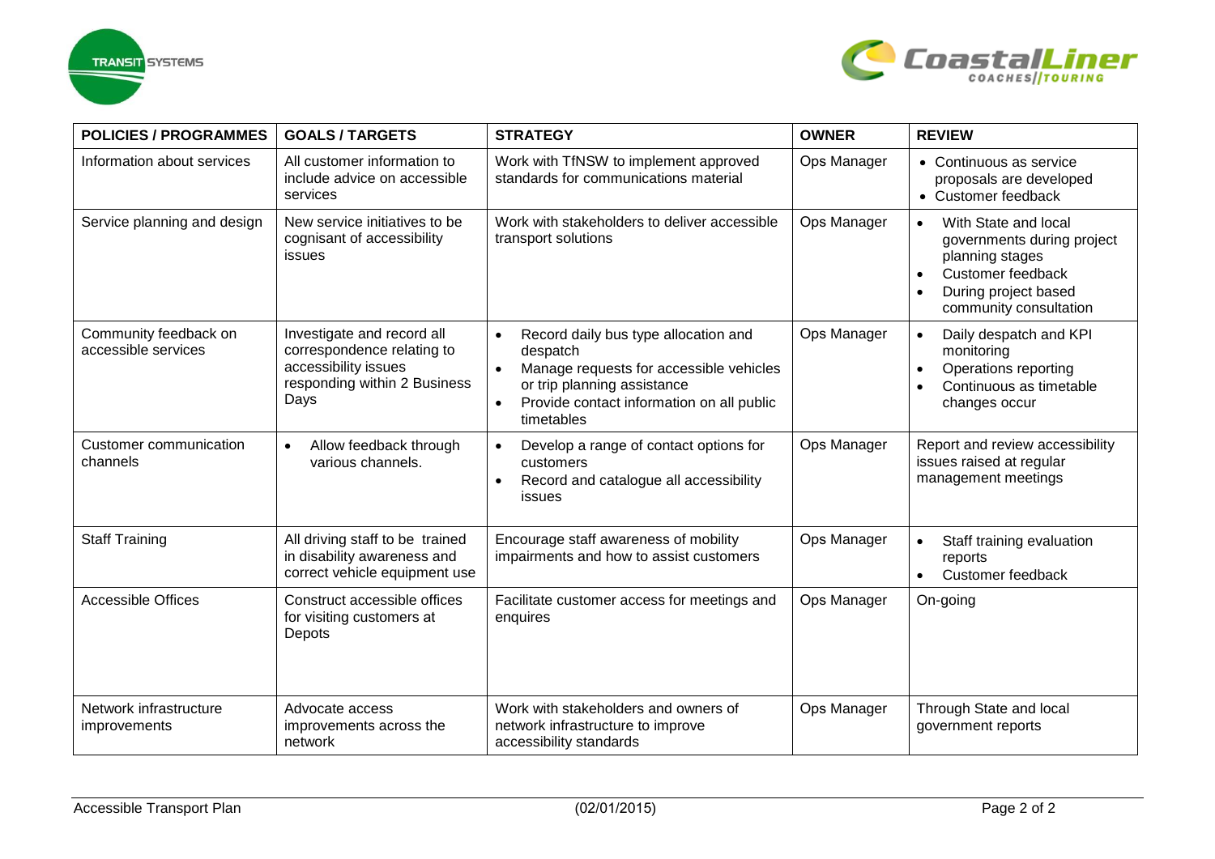| POLICIES / PROGRAMMES | GOALS / TARGETS | STRATEGY | OWNER | REVIEW |
|---|---|---|---|---|
| Information about services | All customer information to include advice on accessible services | Work with TfNSW to implement approved standards for communications material | Ops Manager | • Continuous as service proposals are developed<br>• Customer feedback |
| Service planning and design | New service initiatives to be cognisant of accessibility issues | Work with stakeholders to deliver accessible transport solutions | Ops Manager | • With State and local governments during project planning stages<br>• Customer feedback<br>• During project based community consultation |
| Community feedback on accessible services | Investigate and record all correspondence relating to accessibility issues responding within 2 Business Days | • Record daily bus type allocation and despatch<br>• Manage requests for accessible vehicles or trip planning assistance<br>• Provide contact information on all public timetables | Ops Manager | • Daily despatch and KPI monitoring<br>• Operations reporting<br>• Continuous as timetable changes occur |
| Customer communication channels | • Allow feedback through various channels. | • Develop a range of contact options for customers<br>• Record and catalogue all accessibility issues | Ops Manager | Report and review accessibility issues raised at regular management meetings |
| Staff Training | All driving staff to be trained in disability awareness and correct vehicle equipment use | Encourage staff awareness of mobility impairments and how to assist customers | Ops Manager | • Staff training evaluation reports<br>• Customer feedback |
| Accessible Offices | Construct accessible offices for visiting customers at Depots | Facilitate customer access for meetings and enquires | Ops Manager | On-going |
| Network infrastructure improvements | Advocate access improvements across the network | Work with stakeholders and owners of network infrastructure to improve accessibility standards | Ops Manager | Through State and local government reports |